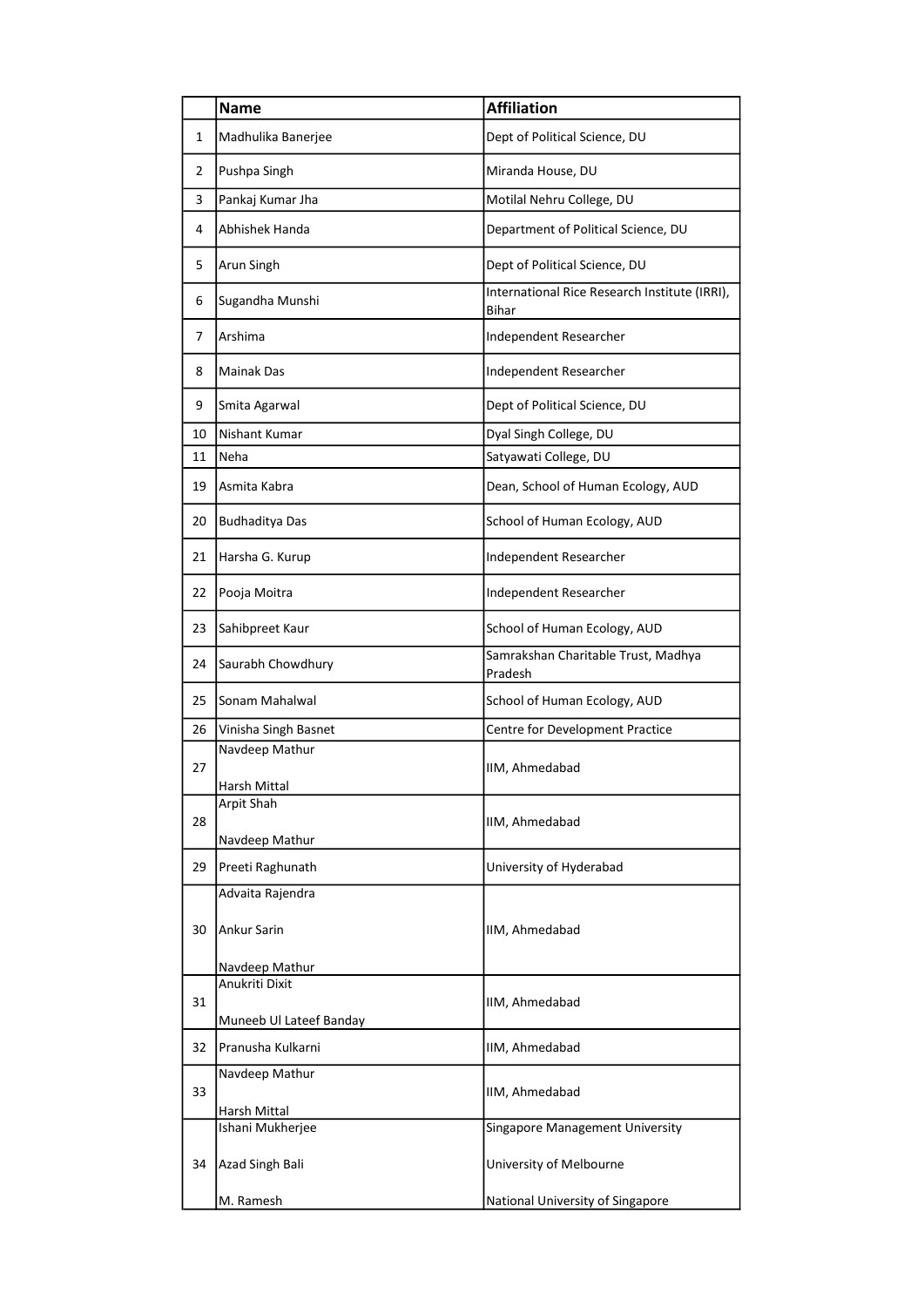| | Name | Affiliation |
|---|---|---|
| 1 | Madhulika Banerjee | Dept of Political Science, DU |
| 2 | Pushpa Singh | Miranda House, DU |
| 3 | Pankaj Kumar Jha | Motilal Nehru College, DU |
| 4 | Abhishek Handa | Department of Political Science, DU |
| 5 | Arun Singh | Dept of Political Science, DU |
| 6 | Sugandha Munshi | International Rice Research Institute (IRRI), Bihar |
| 7 | Arshima | Independent Researcher |
| 8 | Mainak Das | Independent Researcher |
| 9 | Smita Agarwal | Dept of Political Science, DU |
| 10 | Nishant Kumar | Dyal Singh College, DU |
| 11 | Neha | Satyawati College, DU |
| 19 | Asmita Kabra | Dean, School of Human Ecology, AUD |
| 20 | Budhaditya Das | School of Human Ecology, AUD |
| 21 | Harsha G. Kurup | Independent Researcher |
| 22 | Pooja Moitra | Independent Researcher |
| 23 | Sahibpreet Kaur | School of Human Ecology, AUD |
| 24 | Saurabh Chowdhury | Samrakshan Charitable Trust, Madhya Pradesh |
| 25 | Sonam Mahalwal | School of Human Ecology, AUD |
| 26 | Vinisha Singh Basnet | Centre for Development Practice |
| 27 | Navdeep Mathur<br>Harsh Mittal | IIM, Ahmedabad |
| 28 | Arpit Shah<br>Navdeep Mathur | IIM, Ahmedabad |
| 29 | Preeti Raghunath | University of Hyderabad |
| 30 | Advaita Rajendra<br>Ankur Sarin<br>Navdeep Mathur | IIM, Ahmedabad |
| 31 | Anukriti Dixit<br>Muneeb Ul Lateef Banday | IIM, Ahmedabad |
| 32 | Pranusha Kulkarni | IIM, Ahmedabad |
| 33 | Navdeep Mathur<br>Harsh Mittal | IIM, Ahmedabad |
| 34 | Ishani Mukherjee<br>Azad Singh Bali<br>M. Ramesh | Singapore Management University<br>University of Melbourne<br>National University of Singapore |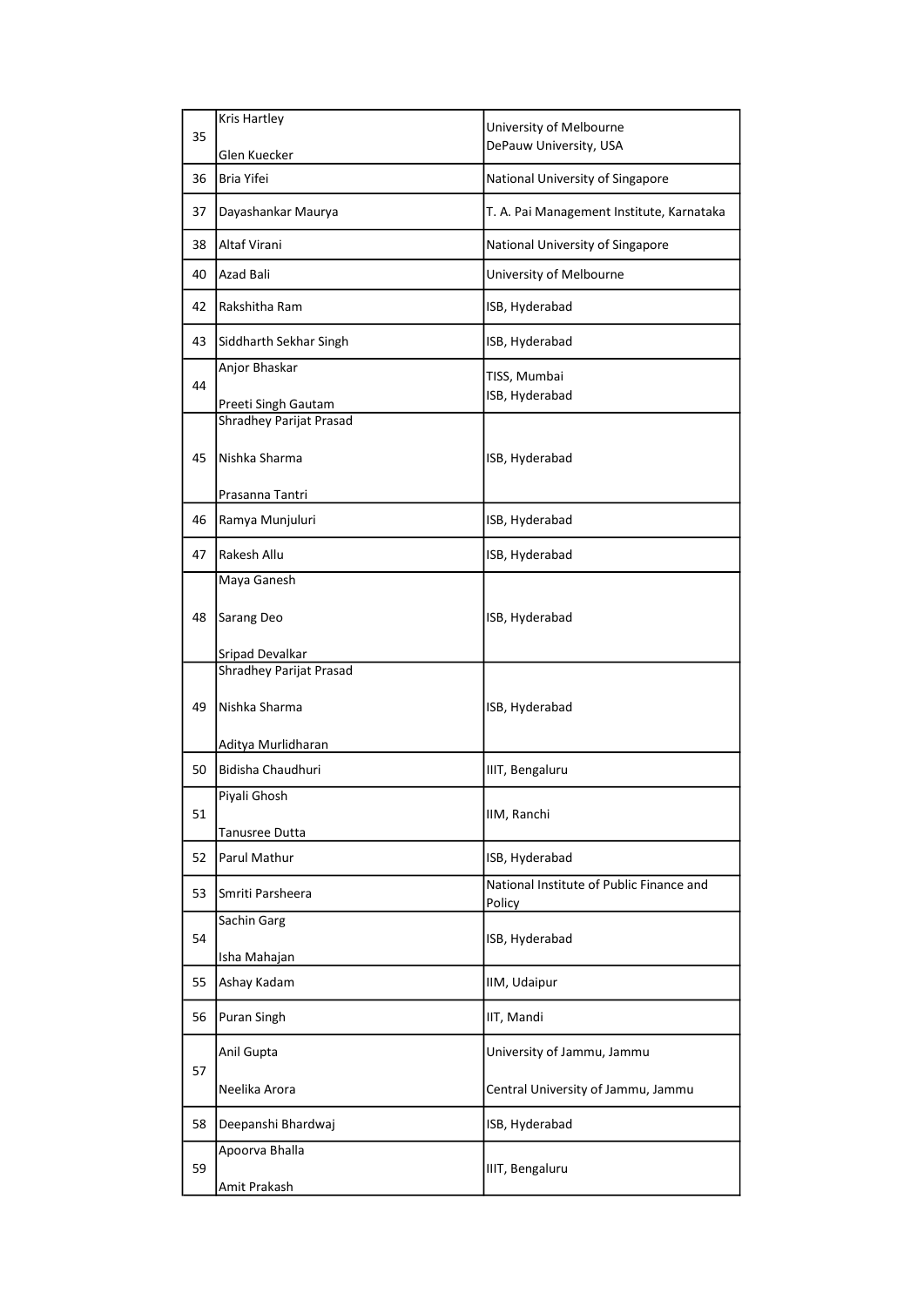| | | |
|---|---|---|
| 35 | Kris Hartley<br><br>Glen Kuecker | University of Melbourne<br>DePauw University, USA |
| 36 | Bria Yifei | National University of Singapore |
| 37 | Dayashankar Maurya | T. A. Pai Management Institute, Karnataka |
| 38 | Altaf Virani | National University of Singapore |
| 40 | Azad Bali | University of Melbourne |
| 42 | Rakshitha Ram | ISB, Hyderabad |
| 43 | Siddharth Sekhar Singh | ISB, Hyderabad |
| 44 | Anjor Bhaskar<br><br>Preeti Singh Gautam | TISS, Mumbai<br>ISB, Hyderabad |
| 45 | Shradhey Parijat Prasad<br><br>Nishka Sharma<br><br>Prasanna Tantri | ISB, Hyderabad |
| 46 | Ramya Munjuluri | ISB, Hyderabad |
| 47 | Rakesh Allu | ISB, Hyderabad |
| 48 | Maya Ganesh<br><br>Sarang Deo<br><br>Sripad Devalkar | ISB, Hyderabad |
| 49 | Shradhey Parijat Prasad<br><br>Nishka Sharma<br><br>Aditya Murlidharan | ISB, Hyderabad |
| 50 | Bidisha Chaudhuri | IIIT, Bengaluru |
| 51 | Piyali Ghosh<br><br>Tanusree Dutta | IIM, Ranchi |
| 52 | Parul Mathur | ISB, Hyderabad |
| 53 | Smriti Parsheera | National Institute of Public Finance and Policy |
| 54 | Sachin Garg<br><br>Isha Mahajan | ISB, Hyderabad |
| 55 | Ashay Kadam | IIM, Udaipur |
| 56 | Puran Singh | IIT, Mandi |
| 57 | Anil Gupta<br><br>Neelika Arora | University of Jammu, Jammu<br><br>Central University of Jammu, Jammu |
| 58 | Deepanshi Bhardwaj | ISB, Hyderabad |
| 59 | Apoorva Bhalla<br><br>Amit Prakash | IIIT, Bengaluru |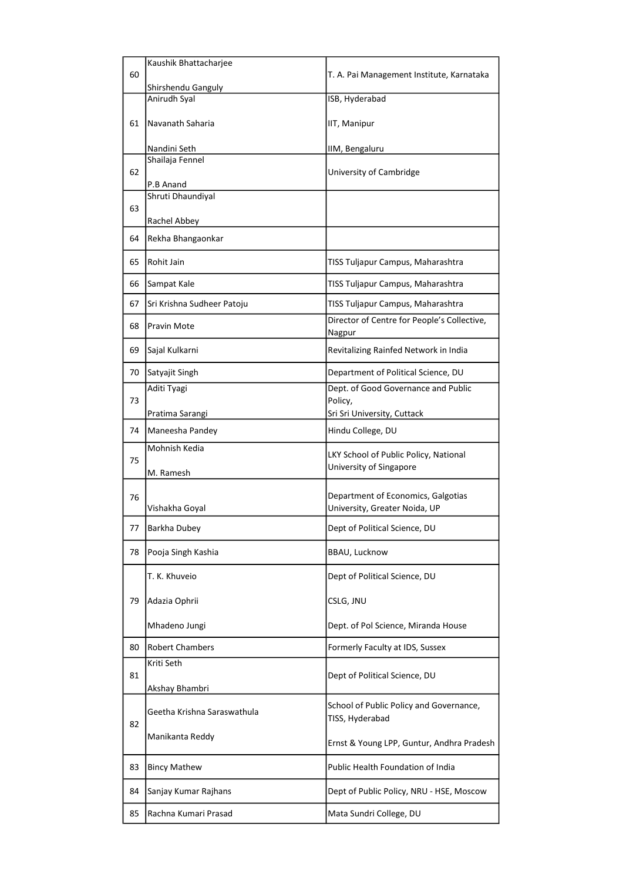| | | |
|---|---|---|
| 60 | Kaushik Bhattacharjee<br><br>Shirshendu Ganguly | T. A. Pai Management Institute, Karnataka |
| 61 | Anirudh Syal<br><br>Navanath Saharia<br><br>Nandini Seth | ISB, Hyderabad<br><br>IIT, Manipur<br><br>IIM, Bengaluru |
| 62 | Shailaja Fennel<br><br>P.B Anand | University of Cambridge |
| 63 | Shruti Dhaundiyal<br><br>Rachel Abbey | |
| 64 | Rekha Bhangaonkar | |
| 65 | Rohit Jain | TISS Tuljapur Campus, Maharashtra |
| 66 | Sampat Kale | TISS Tuljapur Campus, Maharashtra |
| 67 | Sri Krishna Sudheer Patoju | TISS Tuljapur Campus, Maharashtra |
| 68 | Pravin Mote | Director of Centre for People's Collective, Nagpur |
| 69 | Sajal Kulkarni | Revitalizing Rainfed Network in India |
| 70 | Satyajit Singh | Department of Political Science, DU |
| 73 | Aditi Tyagi<br><br>Pratima Sarangi | Dept. of Good Governance and Public Policy,<br>Sri Sri University, Cuttack |
| 74 | Maneesha Pandey | Hindu College, DU |
| 75 | Mohnish Kedia<br><br>M. Ramesh | LKY School of Public Policy, National University of Singapore |
| 76 | Vishakha Goyal | Department of Economics, Galgotias University, Greater Noida, UP |
| 77 | Barkha Dubey | Dept of Political Science, DU |
| 78 | Pooja Singh Kashia | BBAU, Lucknow |
| 79 | T. K. Khuveio<br><br>Adazia Ophrii<br><br>Mhadeno Jungi | Dept of Political Science, DU<br><br>CSLG, JNU<br><br>Dept. of Pol Science, Miranda House |
| 80 | Robert Chambers | Formerly Faculty at IDS, Sussex |
| 81 | Kriti Seth<br><br>Akshay Bhambri | Dept of Political Science, DU |
| 82 | Geetha Krishna Saraswathula<br><br>Manikanta Reddy | School of Public Policy and Governance, TISS, Hyderabad<br><br>Ernst & Young LPP, Guntur, Andhra Pradesh |
| 83 | Bincy Mathew | Public Health Foundation of India |
| 84 | Sanjay Kumar Rajhans | Dept of Public Policy, NRU - HSE, Moscow |
| 85 | Rachna Kumari Prasad | Mata Sundri College, DU |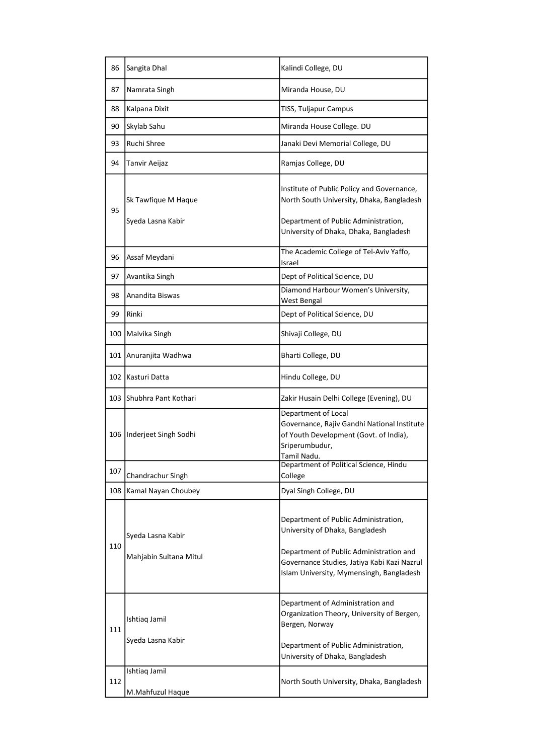| | | |
|---|---|---|
| 86 | Sangita Dhal | Kalindi College, DU |
| 87 | Namrata Singh | Miranda House, DU |
| 88 | Kalpana Dixit | TISS, Tuljapur Campus |
| 90 | Skylab Sahu | Miranda House College. DU |
| 93 | Ruchi Shree | Janaki Devi Memorial College, DU |
| 94 | Tanvir Aeijaz | Ramjas College, DU |
| 95 | Sk Tawfique M Haque<br><br>Syeda Lasna Kabir | Institute of Public Policy and Governance, North South University, Dhaka, Bangladesh<br><br>Department of Public Administration, University of Dhaka, Dhaka, Bangladesh |
| 96 | Assaf Meydani | The Academic College of Tel-Aviv Yaffo, Israel |
| 97 | Avantika Singh | Dept of Political Science, DU |
| 98 | Anandita Biswas | Diamond Harbour Women's University, West Bengal |
| 99 | Rinki | Dept of Political Science, DU |
| 100 | Malvika Singh | Shivaji College, DU |
| 101 | Anuranjita Wadhwa | Bharti College, DU |
| 102 | Kasturi Datta | Hindu College, DU |
| 103 | Shubhra Pant Kothari | Zakir Husain Delhi College (Evening), DU |
| 106 | Inderjeet Singh Sodhi | Department of Local Governance, Rajiv Gandhi National Institute of Youth Development (Govt. of India), Sriperumbudur, Tamil Nadu. |
| 107 | Chandrachur Singh | Department of Political Science, Hindu College |
| 108 | Kamal Nayan Choubey | Dyal Singh College, DU |
| 110 | Syeda Lasna Kabir<br><br>Mahjabin Sultana Mitul | Department of Public Administration, University of Dhaka, Bangladesh<br><br>Department of Public Administration and Governance Studies, Jatiya Kabi Kazi Nazrul Islam University, Mymensingh, Bangladesh |
| 111 | Ishtiaq Jamil<br><br>Syeda Lasna Kabir | Department of Administration and Organization Theory, University of Bergen, Bergen, Norway<br><br>Department of Public Administration, University of Dhaka, Bangladesh |
| 112 | Ishtiaq Jamil<br><br>M.Mahfuzul Haque | North South University, Dhaka, Bangladesh |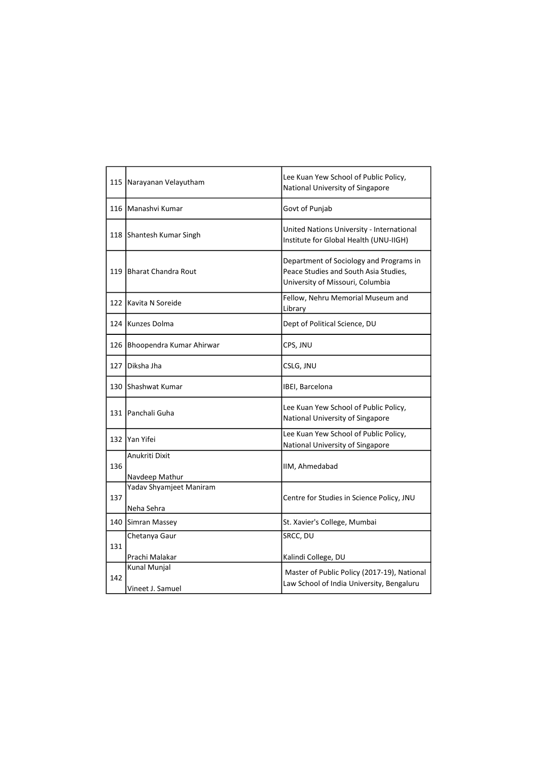| | | |
|---|---|---|
| 115 | Narayanan Velayutham | Lee Kuan Yew School of Public Policy, National University of Singapore |
| 116 | Manashvi Kumar | Govt of Punjab |
| 118 | Shantesh Kumar Singh | United Nations University - International Institute for Global Health (UNU-IIGH) |
| 119 | Bharat Chandra Rout | Department of Sociology and Programs in Peace Studies and South Asia Studies, University of Missouri, Columbia |
| 122 | Kavita N Soreide | Fellow, Nehru Memorial Museum and Library |
| 124 | Kunzes Dolma | Dept of Political Science, DU |
| 126 | Bhoopendra Kumar Ahirwar | CPS, JNU |
| 127 | Diksha Jha | CSLG, JNU |
| 130 | Shashwat Kumar | IBEI, Barcelona |
| 131 | Panchali Guha | Lee Kuan Yew School of Public Policy, National University of Singapore |
| 132 | Yan Yifei | Lee Kuan Yew School of Public Policy, National University of Singapore |
| 136 | Anukriti Dixit<br>Navdeep Mathur | IIM, Ahmedabad |
| 137 | Yadav Shyamjeet Maniram<br>Neha Sehra | Centre for Studies in Science Policy, JNU |
| 140 | Simran Massey | St. Xavier's College, Mumbai |
| 131 | Chetanya Gaur<br>Prachi Malakar | SRCC, DU<br>Kalindi College, DU |
| 142 | Kunal Munjal<br>Vineet J. Samuel | Master of Public Policy (2017-19), National Law School of India University, Bengaluru |